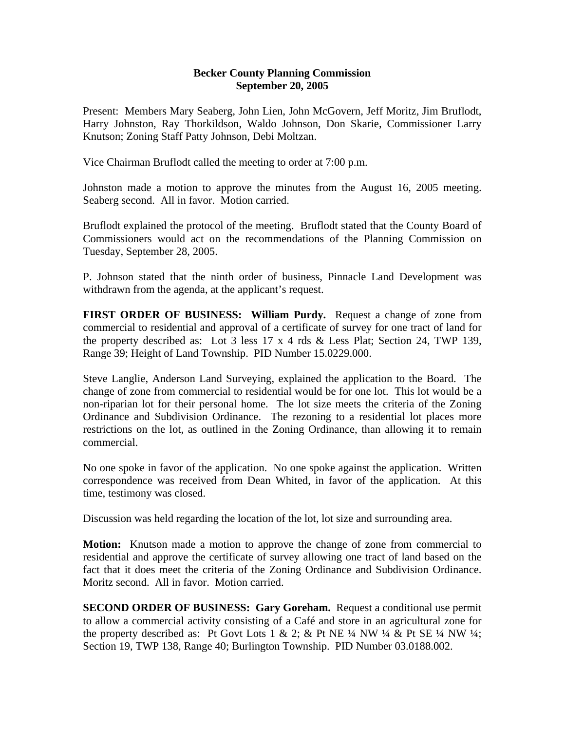**Becker County Planning Commission**
**September 20, 2005**

Present: Members Mary Seaberg, John Lien, John McGovern, Jeff Moritz, Jim Bruflodt, Harry Johnston, Ray Thorkildson, Waldo Johnson, Don Skarie, Commissioner Larry Knutson; Zoning Staff Patty Johnson, Debi Moltzan.

Vice Chairman Bruflodt called the meeting to order at 7:00 p.m.

Johnston made a motion to approve the minutes from the August 16, 2005 meeting. Seaberg second. All in favor. Motion carried.

Bruflodt explained the protocol of the meeting. Bruflodt stated that the County Board of Commissioners would act on the recommendations of the Planning Commission on Tuesday, September 28, 2005.

P. Johnson stated that the ninth order of business, Pinnacle Land Development was withdrawn from the agenda, at the applicant's request.

**FIRST ORDER OF BUSINESS: William Purdy.** Request a change of zone from commercial to residential and approval of a certificate of survey for one tract of land for the property described as: Lot 3 less 17 x 4 rds & Less Plat; Section 24, TWP 139, Range 39; Height of Land Township. PID Number 15.0229.000.

Steve Langlie, Anderson Land Surveying, explained the application to the Board. The change of zone from commercial to residential would be for one lot. This lot would be a non-riparian lot for their personal home. The lot size meets the criteria of the Zoning Ordinance and Subdivision Ordinance. The rezoning to a residential lot places more restrictions on the lot, as outlined in the Zoning Ordinance, than allowing it to remain commercial.

No one spoke in favor of the application. No one spoke against the application. Written correspondence was received from Dean Whited, in favor of the application. At this time, testimony was closed.

Discussion was held regarding the location of the lot, lot size and surrounding area.

**Motion:** Knutson made a motion to approve the change of zone from commercial to residential and approve the certificate of survey allowing one tract of land based on the fact that it does meet the criteria of the Zoning Ordinance and Subdivision Ordinance. Moritz second. All in favor. Motion carried.

**SECOND ORDER OF BUSINESS: Gary Goreham.** Request a conditional use permit to allow a commercial activity consisting of a Café and store in an agricultural zone for the property described as: Pt Govt Lots 1 & 2; & Pt NE ¼ NW ¼ & Pt SE ¼ NW ¼; Section 19, TWP 138, Range 40; Burlington Township. PID Number 03.0188.002.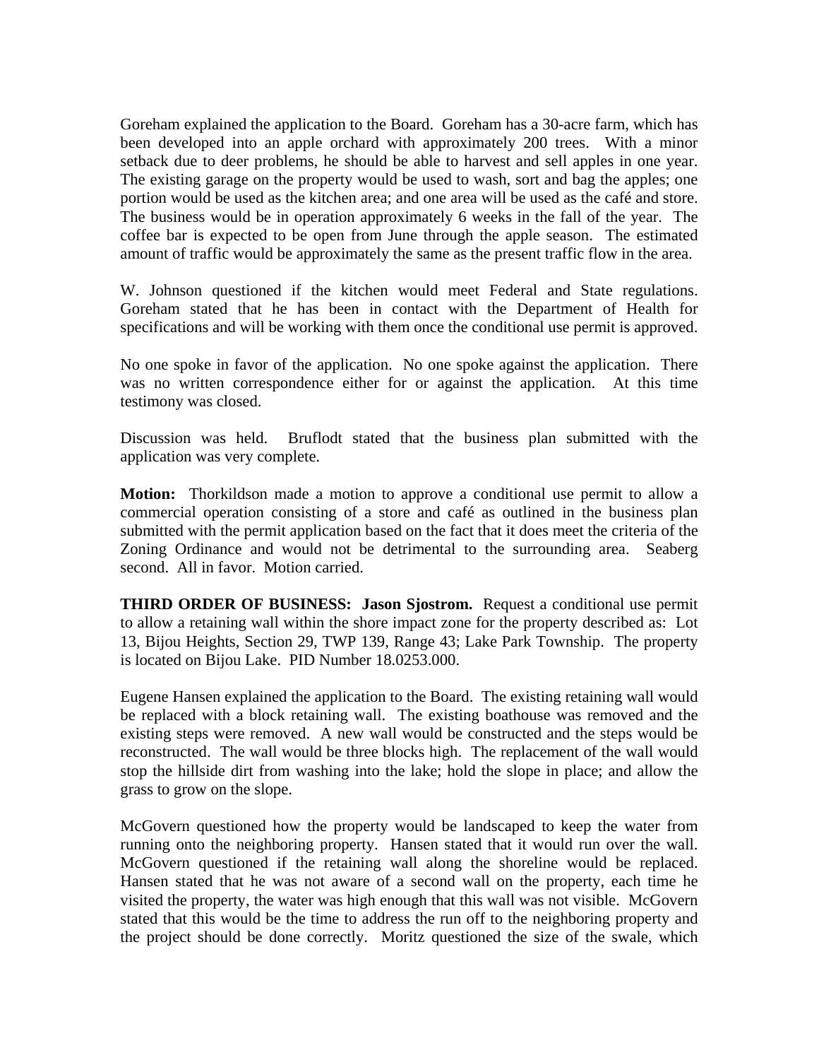Goreham explained the application to the Board. Goreham has a 30-acre farm, which has been developed into an apple orchard with approximately 200 trees. With a minor setback due to deer problems, he should be able to harvest and sell apples in one year. The existing garage on the property would be used to wash, sort and bag the apples; one portion would be used as the kitchen area; and one area will be used as the café and store. The business would be in operation approximately 6 weeks in the fall of the year. The coffee bar is expected to be open from June through the apple season. The estimated amount of traffic would be approximately the same as the present traffic flow in the area.

W. Johnson questioned if the kitchen would meet Federal and State regulations. Goreham stated that he has been in contact with the Department of Health for specifications and will be working with them once the conditional use permit is approved.

No one spoke in favor of the application. No one spoke against the application. There was no written correspondence either for or against the application. At this time testimony was closed.

Discussion was held. Bruflodt stated that the business plan submitted with the application was very complete.

**Motion:** Thorkildson made a motion to approve a conditional use permit to allow a commercial operation consisting of a store and café as outlined in the business plan submitted with the permit application based on the fact that it does meet the criteria of the Zoning Ordinance and would not be detrimental to the surrounding area. Seaberg second. All in favor. Motion carried.

**THIRD ORDER OF BUSINESS: Jason Sjostrom.** Request a conditional use permit to allow a retaining wall within the shore impact zone for the property described as: Lot 13, Bijou Heights, Section 29, TWP 139, Range 43; Lake Park Township. The property is located on Bijou Lake. PID Number 18.0253.000.

Eugene Hansen explained the application to the Board. The existing retaining wall would be replaced with a block retaining wall. The existing boathouse was removed and the existing steps were removed. A new wall would be constructed and the steps would be reconstructed. The wall would be three blocks high. The replacement of the wall would stop the hillside dirt from washing into the lake; hold the slope in place; and allow the grass to grow on the slope.

McGovern questioned how the property would be landscaped to keep the water from running onto the neighboring property. Hansen stated that it would run over the wall. McGovern questioned if the retaining wall along the shoreline would be replaced. Hansen stated that he was not aware of a second wall on the property, each time he visited the property, the water was high enough that this wall was not visible. McGovern stated that this would be the time to address the run off to the neighboring property and the project should be done correctly. Moritz questioned the size of the swale, which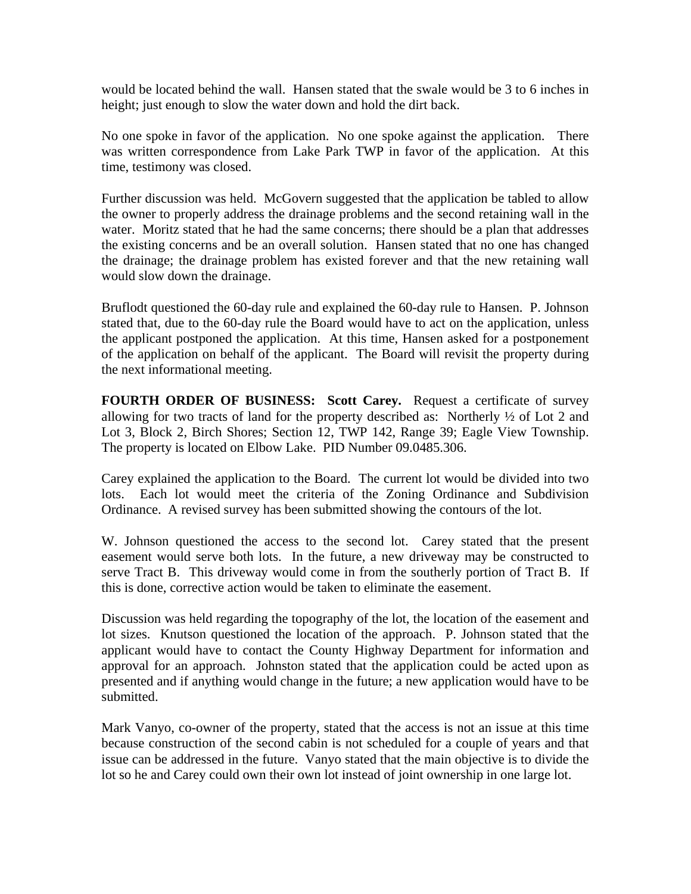would be located behind the wall. Hansen stated that the swale would be 3 to 6 inches in height; just enough to slow the water down and hold the dirt back.

No one spoke in favor of the application. No one spoke against the application. There was written correspondence from Lake Park TWP in favor of the application. At this time, testimony was closed.

Further discussion was held. McGovern suggested that the application be tabled to allow the owner to properly address the drainage problems and the second retaining wall in the water. Moritz stated that he had the same concerns; there should be a plan that addresses the existing concerns and be an overall solution. Hansen stated that no one has changed the drainage; the drainage problem has existed forever and that the new retaining wall would slow down the drainage.

Bruflodt questioned the 60-day rule and explained the 60-day rule to Hansen. P. Johnson stated that, due to the 60-day rule the Board would have to act on the application, unless the applicant postponed the application. At this time, Hansen asked for a postponement of the application on behalf of the applicant. The Board will revisit the property during the next informational meeting.

**FOURTH ORDER OF BUSINESS: Scott Carey.** Request a certificate of survey allowing for two tracts of land for the property described as: Northerly ½ of Lot 2 and Lot 3, Block 2, Birch Shores; Section 12, TWP 142, Range 39; Eagle View Township. The property is located on Elbow Lake. PID Number 09.0485.306.

Carey explained the application to the Board. The current lot would be divided into two lots. Each lot would meet the criteria of the Zoning Ordinance and Subdivision Ordinance. A revised survey has been submitted showing the contours of the lot.

W. Johnson questioned the access to the second lot. Carey stated that the present easement would serve both lots. In the future, a new driveway may be constructed to serve Tract B. This driveway would come in from the southerly portion of Tract B. If this is done, corrective action would be taken to eliminate the easement.

Discussion was held regarding the topography of the lot, the location of the easement and lot sizes. Knutson questioned the location of the approach. P. Johnson stated that the applicant would have to contact the County Highway Department for information and approval for an approach. Johnston stated that the application could be acted upon as presented and if anything would change in the future; a new application would have to be submitted.

Mark Vanyo, co-owner of the property, stated that the access is not an issue at this time because construction of the second cabin is not scheduled for a couple of years and that issue can be addressed in the future. Vanyo stated that the main objective is to divide the lot so he and Carey could own their own lot instead of joint ownership in one large lot.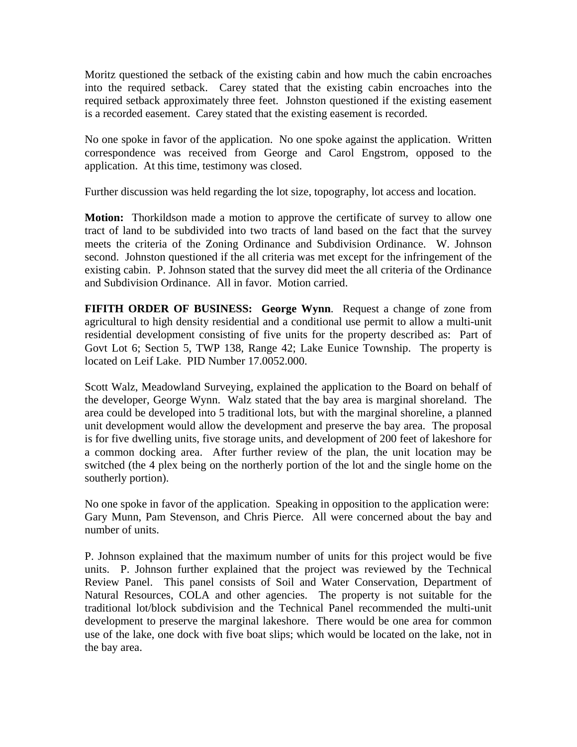Moritz questioned the setback of the existing cabin and how much the cabin encroaches into the required setback. Carey stated that the existing cabin encroaches into the required setback approximately three feet. Johnston questioned if the existing easement is a recorded easement. Carey stated that the existing easement is recorded.

No one spoke in favor of the application. No one spoke against the application. Written correspondence was received from George and Carol Engstrom, opposed to the application. At this time, testimony was closed.

Further discussion was held regarding the lot size, topography, lot access and location.

**Motion:** Thorkildson made a motion to approve the certificate of survey to allow one tract of land to be subdivided into two tracts of land based on the fact that the survey meets the criteria of the Zoning Ordinance and Subdivision Ordinance. W. Johnson second. Johnston questioned if the all criteria was met except for the infringement of the existing cabin. P. Johnson stated that the survey did meet the all criteria of the Ordinance and Subdivision Ordinance. All in favor. Motion carried.

**FIFITH ORDER OF BUSINESS: George Wynn**. Request a change of zone from agricultural to high density residential and a conditional use permit to allow a multi-unit residential development consisting of five units for the property described as: Part of Govt Lot 6; Section 5, TWP 138, Range 42; Lake Eunice Township. The property is located on Leif Lake. PID Number 17.0052.000.

Scott Walz, Meadowland Surveying, explained the application to the Board on behalf of the developer, George Wynn. Walz stated that the bay area is marginal shoreland. The area could be developed into 5 traditional lots, but with the marginal shoreline, a planned unit development would allow the development and preserve the bay area. The proposal is for five dwelling units, five storage units, and development of 200 feet of lakeshore for a common docking area. After further review of the plan, the unit location may be switched (the 4 plex being on the northerly portion of the lot and the single home on the southerly portion).

No one spoke in favor of the application. Speaking in opposition to the application were: Gary Munn, Pam Stevenson, and Chris Pierce. All were concerned about the bay and number of units.

P. Johnson explained that the maximum number of units for this project would be five units. P. Johnson further explained that the project was reviewed by the Technical Review Panel. This panel consists of Soil and Water Conservation, Department of Natural Resources, COLA and other agencies. The property is not suitable for the traditional lot/block subdivision and the Technical Panel recommended the multi-unit development to preserve the marginal lakeshore. There would be one area for common use of the lake, one dock with five boat slips; which would be located on the lake, not in the bay area.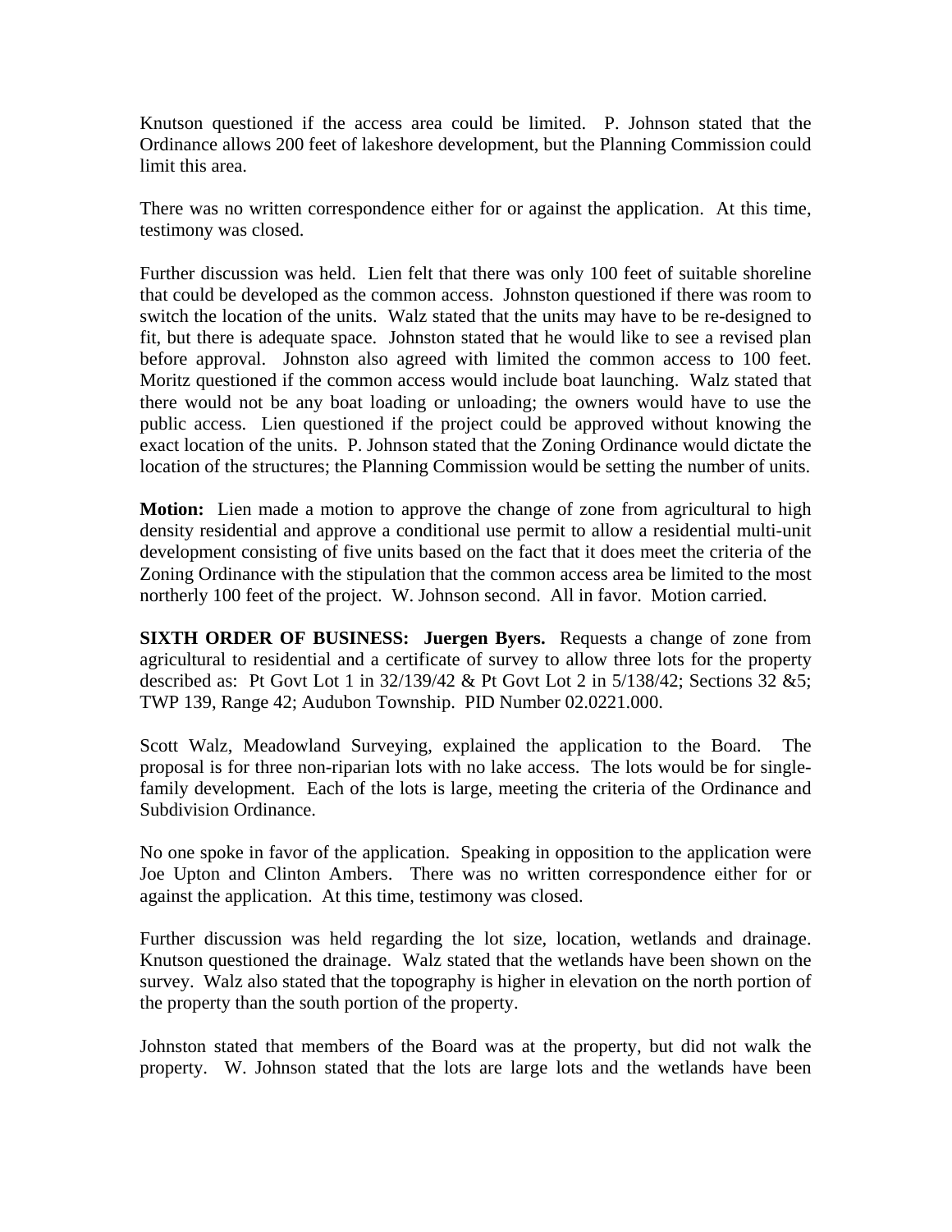Knutson questioned if the access area could be limited. P. Johnson stated that the Ordinance allows 200 feet of lakeshore development, but the Planning Commission could limit this area.

There was no written correspondence either for or against the application. At this time, testimony was closed.

Further discussion was held. Lien felt that there was only 100 feet of suitable shoreline that could be developed as the common access. Johnston questioned if there was room to switch the location of the units. Walz stated that the units may have to be re-designed to fit, but there is adequate space. Johnston stated that he would like to see a revised plan before approval. Johnston also agreed with limited the common access to 100 feet. Moritz questioned if the common access would include boat launching. Walz stated that there would not be any boat loading or unloading; the owners would have to use the public access. Lien questioned if the project could be approved without knowing the exact location of the units. P. Johnson stated that the Zoning Ordinance would dictate the location of the structures; the Planning Commission would be setting the number of units.

**Motion:** Lien made a motion to approve the change of zone from agricultural to high density residential and approve a conditional use permit to allow a residential multi-unit development consisting of five units based on the fact that it does meet the criteria of the Zoning Ordinance with the stipulation that the common access area be limited to the most northerly 100 feet of the project. W. Johnson second. All in favor. Motion carried.

**SIXTH ORDER OF BUSINESS: Juergen Byers.** Requests a change of zone from agricultural to residential and a certificate of survey to allow three lots for the property described as: Pt Govt Lot 1 in 32/139/42 & Pt Govt Lot 2 in 5/138/42; Sections 32 &5; TWP 139, Range 42; Audubon Township. PID Number 02.0221.000.

Scott Walz, Meadowland Surveying, explained the application to the Board. The proposal is for three non-riparian lots with no lake access. The lots would be for single-family development. Each of the lots is large, meeting the criteria of the Ordinance and Subdivision Ordinance.

No one spoke in favor of the application. Speaking in opposition to the application were Joe Upton and Clinton Ambers. There was no written correspondence either for or against the application. At this time, testimony was closed.

Further discussion was held regarding the lot size, location, wetlands and drainage. Knutson questioned the drainage. Walz stated that the wetlands have been shown on the survey. Walz also stated that the topography is higher in elevation on the north portion of the property than the south portion of the property.

Johnston stated that members of the Board was at the property, but did not walk the property. W. Johnson stated that the lots are large lots and the wetlands have been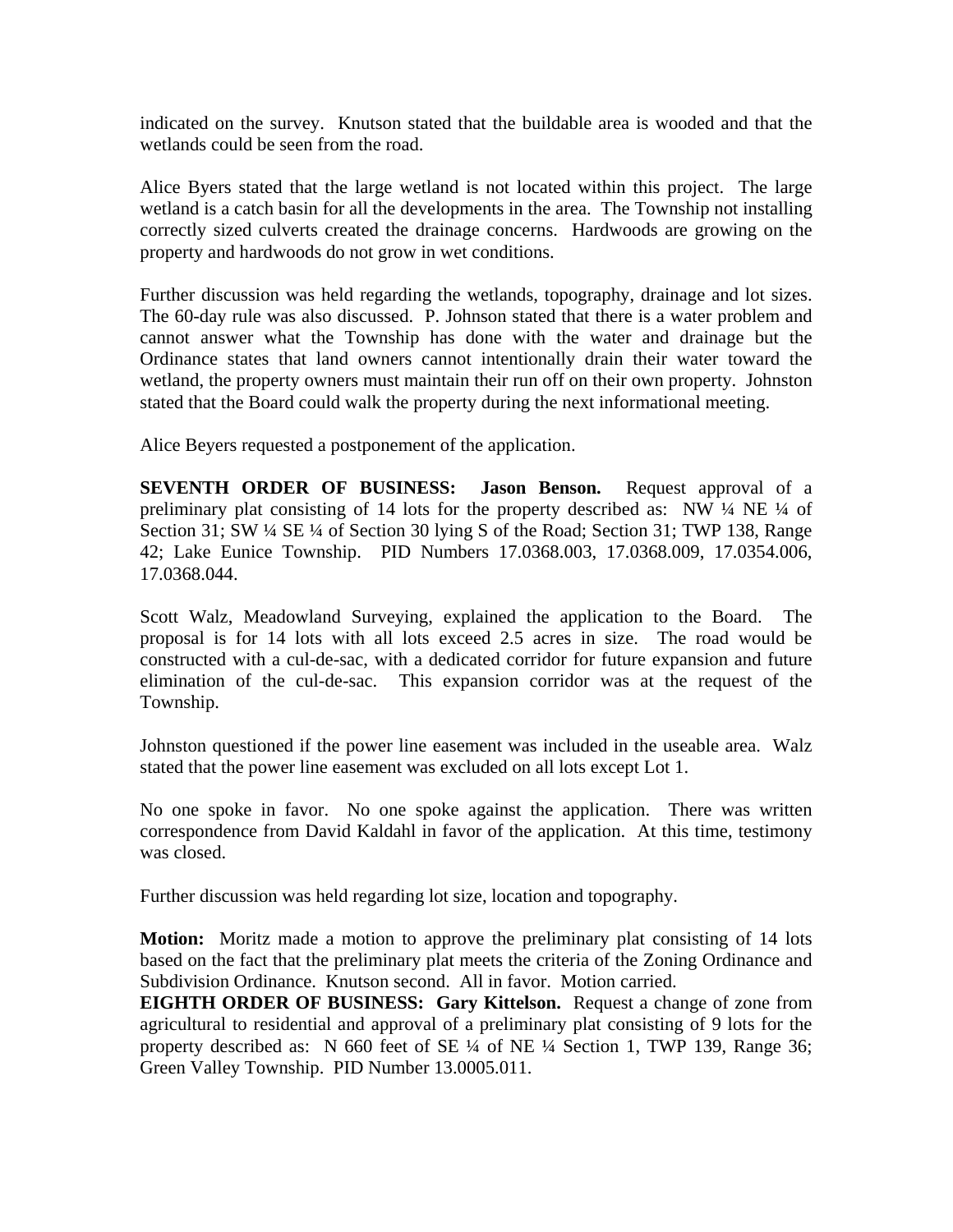indicated on the survey. Knutson stated that the buildable area is wooded and that the wetlands could be seen from the road.

Alice Byers stated that the large wetland is not located within this project. The large wetland is a catch basin for all the developments in the area. The Township not installing correctly sized culverts created the drainage concerns. Hardwoods are growing on the property and hardwoods do not grow in wet conditions.

Further discussion was held regarding the wetlands, topography, drainage and lot sizes. The 60-day rule was also discussed. P. Johnson stated that there is a water problem and cannot answer what the Township has done with the water and drainage but the Ordinance states that land owners cannot intentionally drain their water toward the wetland, the property owners must maintain their run off on their own property. Johnston stated that the Board could walk the property during the next informational meeting.

Alice Beyers requested a postponement of the application.

**SEVENTH ORDER OF BUSINESS: Jason Benson.** Request approval of a preliminary plat consisting of 14 lots for the property described as: NW ¼ NE ¼ of Section 31; SW ¼ SE ¼ of Section 30 lying S of the Road; Section 31; TWP 138, Range 42; Lake Eunice Township. PID Numbers 17.0368.003, 17.0368.009, 17.0354.006, 17.0368.044.

Scott Walz, Meadowland Surveying, explained the application to the Board. The proposal is for 14 lots with all lots exceed 2.5 acres in size. The road would be constructed with a cul-de-sac, with a dedicated corridor for future expansion and future elimination of the cul-de-sac. This expansion corridor was at the request of the Township.

Johnston questioned if the power line easement was included in the useable area. Walz stated that the power line easement was excluded on all lots except Lot 1.

No one spoke in favor. No one spoke against the application. There was written correspondence from David Kaldahl in favor of the application. At this time, testimony was closed.

Further discussion was held regarding lot size, location and topography.

**Motion:** Moritz made a motion to approve the preliminary plat consisting of 14 lots based on the fact that the preliminary plat meets the criteria of the Zoning Ordinance and Subdivision Ordinance. Knutson second. All in favor. Motion carried.

**EIGHTH ORDER OF BUSINESS: Gary Kittelson.** Request a change of zone from agricultural to residential and approval of a preliminary plat consisting of 9 lots for the property described as: N 660 feet of SE ¼ of NE ¼ Section 1, TWP 139, Range 36; Green Valley Township. PID Number 13.0005.011.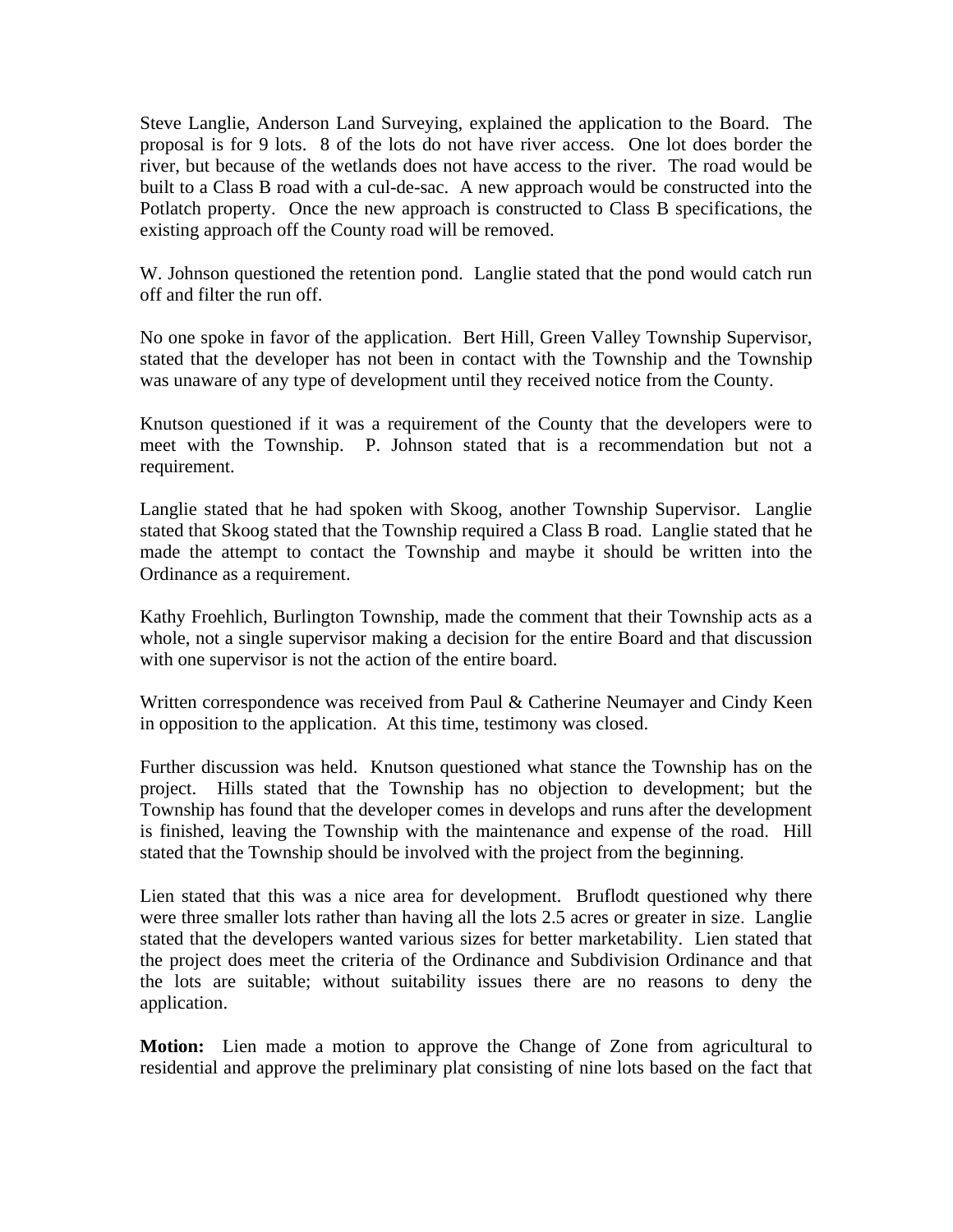Steve Langlie, Anderson Land Surveying, explained the application to the Board. The proposal is for 9 lots. 8 of the lots do not have river access. One lot does border the river, but because of the wetlands does not have access to the river. The road would be built to a Class B road with a cul-de-sac. A new approach would be constructed into the Potlatch property. Once the new approach is constructed to Class B specifications, the existing approach off the County road will be removed.

W. Johnson questioned the retention pond. Langlie stated that the pond would catch run off and filter the run off.

No one spoke in favor of the application. Bert Hill, Green Valley Township Supervisor, stated that the developer has not been in contact with the Township and the Township was unaware of any type of development until they received notice from the County.

Knutson questioned if it was a requirement of the County that the developers were to meet with the Township. P. Johnson stated that is a recommendation but not a requirement.

Langlie stated that he had spoken with Skoog, another Township Supervisor. Langlie stated that Skoog stated that the Township required a Class B road. Langlie stated that he made the attempt to contact the Township and maybe it should be written into the Ordinance as a requirement.

Kathy Froehlich, Burlington Township, made the comment that their Township acts as a whole, not a single supervisor making a decision for the entire Board and that discussion with one supervisor is not the action of the entire board.

Written correspondence was received from Paul & Catherine Neumayer and Cindy Keen in opposition to the application. At this time, testimony was closed.

Further discussion was held. Knutson questioned what stance the Township has on the project. Hills stated that the Township has no objection to development; but the Township has found that the developer comes in develops and runs after the development is finished, leaving the Township with the maintenance and expense of the road. Hill stated that the Township should be involved with the project from the beginning.

Lien stated that this was a nice area for development. Bruflodt questioned why there were three smaller lots rather than having all the lots 2.5 acres or greater in size. Langlie stated that the developers wanted various sizes for better marketability. Lien stated that the project does meet the criteria of the Ordinance and Subdivision Ordinance and that the lots are suitable; without suitability issues there are no reasons to deny the application.

**Motion:** Lien made a motion to approve the Change of Zone from agricultural to residential and approve the preliminary plat consisting of nine lots based on the fact that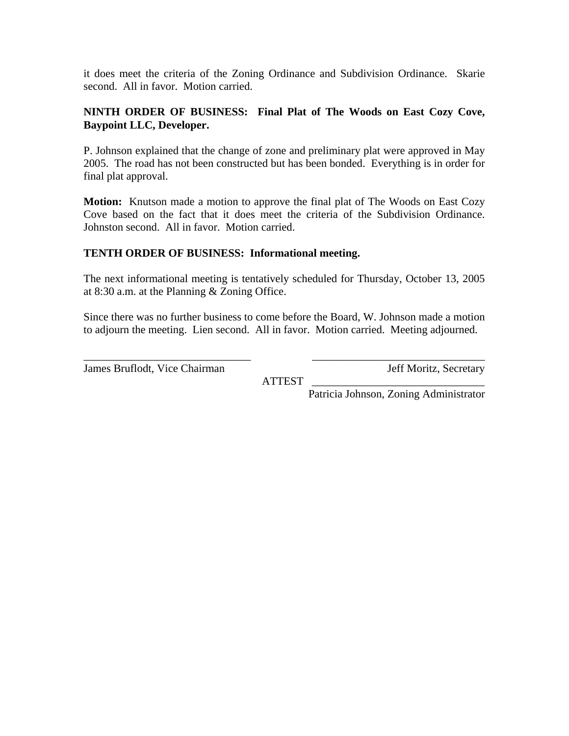it does meet the criteria of the Zoning Ordinance and Subdivision Ordinance. Skarie second. All in favor. Motion carried.

**NINTH ORDER OF BUSINESS: Final Plat of The Woods on East Cozy Cove, Baypoint LLC, Developer.**

P. Johnson explained that the change of zone and preliminary plat were approved in May 2005. The road has not been constructed but has been bonded. Everything is in order for final plat approval.

**Motion:** Knutson made a motion to approve the final plat of The Woods on East Cozy Cove based on the fact that it does meet the criteria of the Subdivision Ordinance. Johnston second. All in favor. Motion carried.

**TENTH ORDER OF BUSINESS: Informational meeting.**

The next informational meeting is tentatively scheduled for Thursday, October 13, 2005 at 8:30 a.m. at the Planning & Zoning Office.

Since there was no further business to come before the Board, W. Johnson made a motion to adjourn the meeting. Lien second. All in favor. Motion carried. Meeting adjourned.

______________________________ ______________________________
James Bruflodt, Vice Chairman Jeff Moritz, Secretary

ATTEST ______________________________
Patricia Johnson, Zoning Administrator